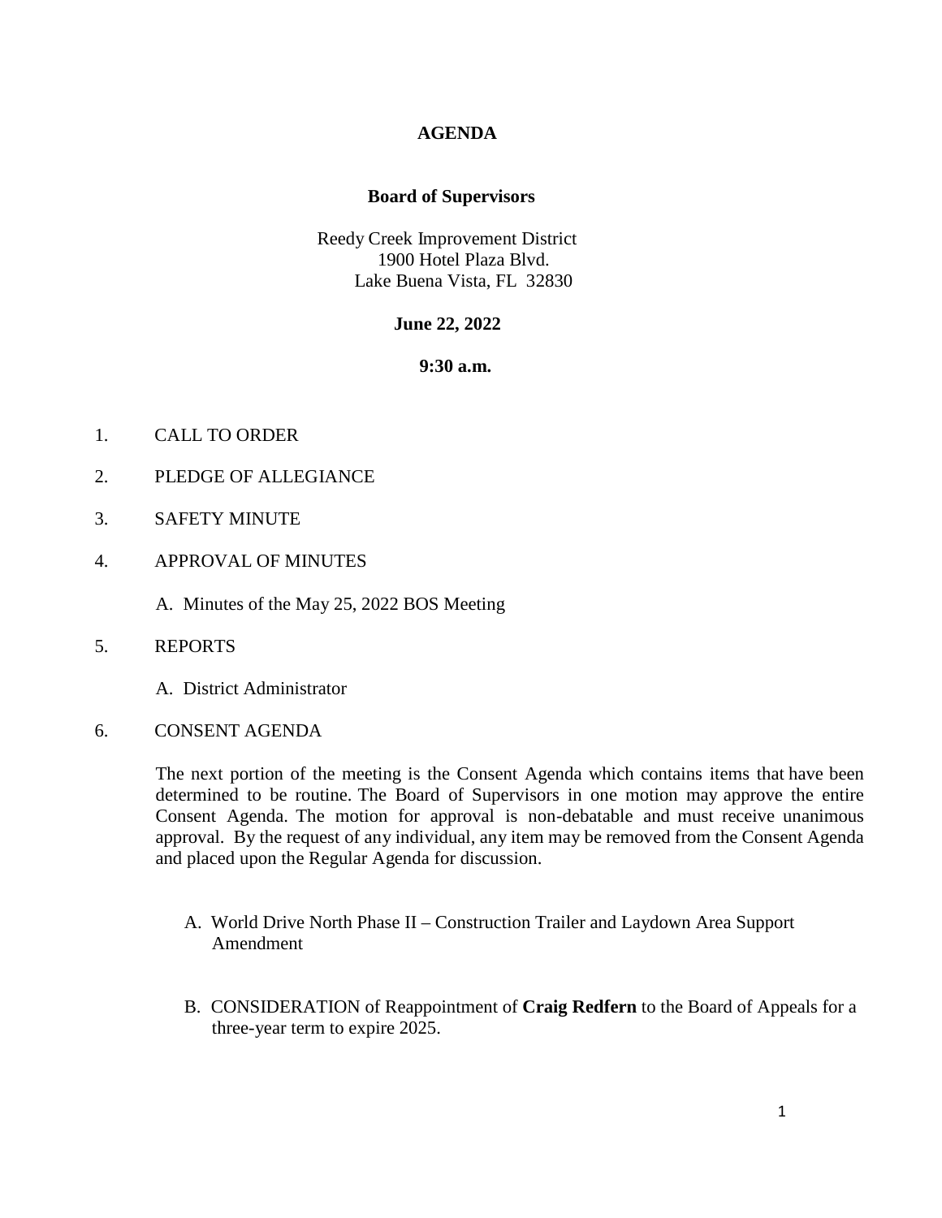# AGENDA

## Board of Supervisors

Reedy Creek Improvement District
1900 Hotel Plaza Blvd.
Lake Buena Vista, FL 32830

**June 22, 2022**

**9:30 a.m.**

1. CALL TO ORDER

2. PLEDGE OF ALLEGIANCE

3. SAFETY MINUTE

4. APPROVAL OF MINUTES

   A. Minutes of the May 25, 2022 BOS Meeting

5. REPORTS

   A. District Administrator

6. CONSENT AGENDA

   The next portion of the meeting is the Consent Agenda which contains items that have been determined to be routine. The Board of Supervisors in one motion may approve the entire Consent Agenda. The motion for approval is non-debatable and must receive unanimous approval. By the request of any individual, any item may be removed from the Consent Agenda and placed upon the Regular Agenda for discussion.

   A. World Drive North Phase II – Construction Trailer and Laydown Area Support Amendment

   B. CONSIDERATION of Reappointment of **Craig Redfern** to the Board of Appeals for a three-year term to expire 2025.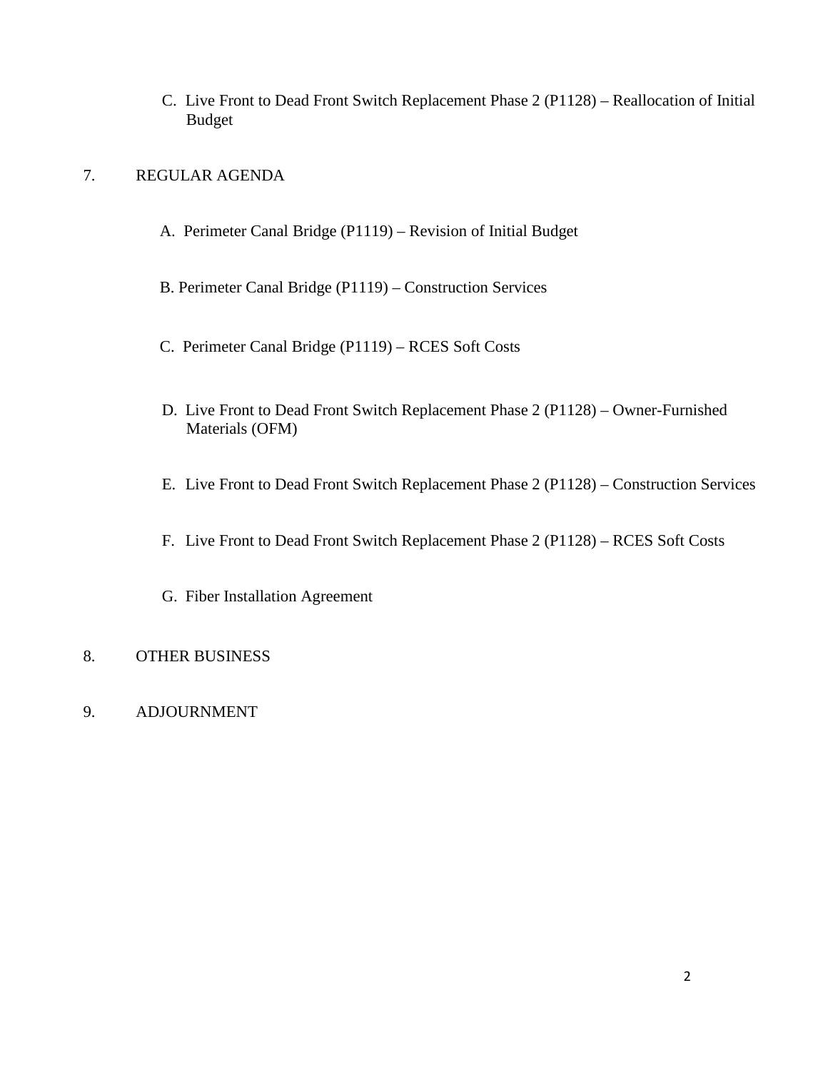C. Live Front to Dead Front Switch Replacement Phase 2 (P1128) – Reallocation of Initial Budget

7. REGULAR AGENDA

   A. Perimeter Canal Bridge (P1119) – Revision of Initial Budget

   B. Perimeter Canal Bridge (P1119) – Construction Services

   C. Perimeter Canal Bridge (P1119) – RCES Soft Costs

   D. Live Front to Dead Front Switch Replacement Phase 2 (P1128) – Owner-Furnished Materials (OFM)

   E. Live Front to Dead Front Switch Replacement Phase 2 (P1128) – Construction Services

   F. Live Front to Dead Front Switch Replacement Phase 2 (P1128) – RCES Soft Costs

   G. Fiber Installation Agreement

8. OTHER BUSINESS

9. ADJOURNMENT